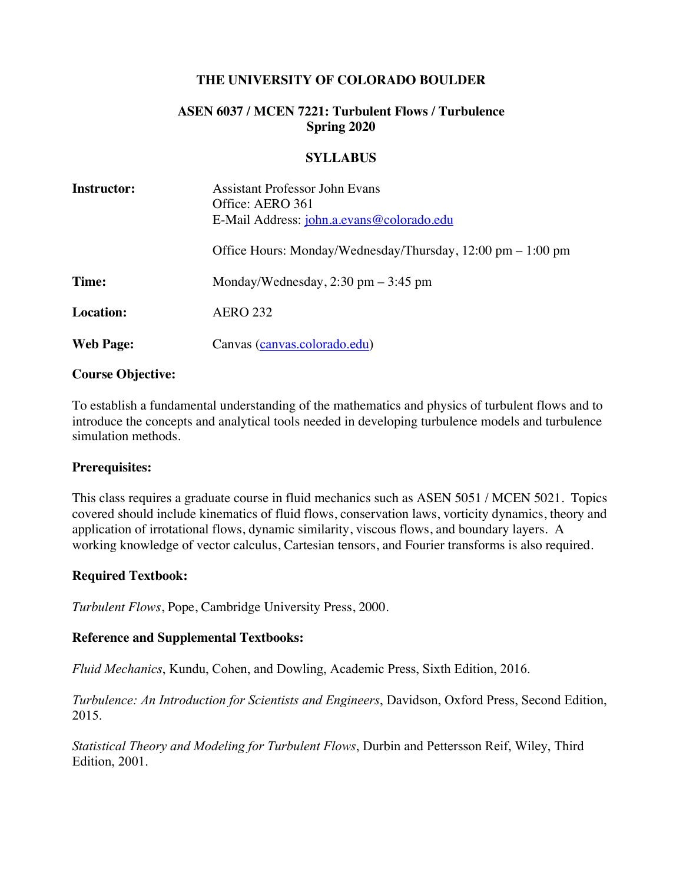# THE UNIVERSITY OF COLORADO BOULDER

## ASEN 6037 / MCEN 7221: Turbulent Flows / Turbulence
## Spring 2020

## SYLLABUS

| | |
|---|---|
| **Instructor:** | Assistant Professor John Evans<br>Office: AERO 361<br>E-Mail Address: john.a.evans@colorado.edu<br><br>Office Hours: Monday/Wednesday/Thursday, 12:00 pm – 1:00 pm |
| **Time:** | Monday/Wednesday, 2:30 pm – 3:45 pm |
| **Location:** | AERO 232 |
| **Web Page:** | Canvas (canvas.colorado.edu) |

### Course Objective:

To establish a fundamental understanding of the mathematics and physics of turbulent flows and to introduce the concepts and analytical tools needed in developing turbulence models and turbulence simulation methods.

### Prerequisites:

This class requires a graduate course in fluid mechanics such as ASEN 5051 / MCEN 5021. Topics covered should include kinematics of fluid flows, conservation laws, vorticity dynamics, theory and application of irrotational flows, dynamic similarity, viscous flows, and boundary layers. A working knowledge of vector calculus, Cartesian tensors, and Fourier transforms is also required.

### Required Textbook:

*Turbulent Flows*, Pope, Cambridge University Press, 2000.

### Reference and Supplemental Textbooks:

*Fluid Mechanics*, Kundu, Cohen, and Dowling, Academic Press, Sixth Edition, 2016.

*Turbulence: An Introduction for Scientists and Engineers*, Davidson, Oxford Press, Second Edition, 2015.

*Statistical Theory and Modeling for Turbulent Flows*, Durbin and Pettersson Reif, Wiley, Third Edition, 2001.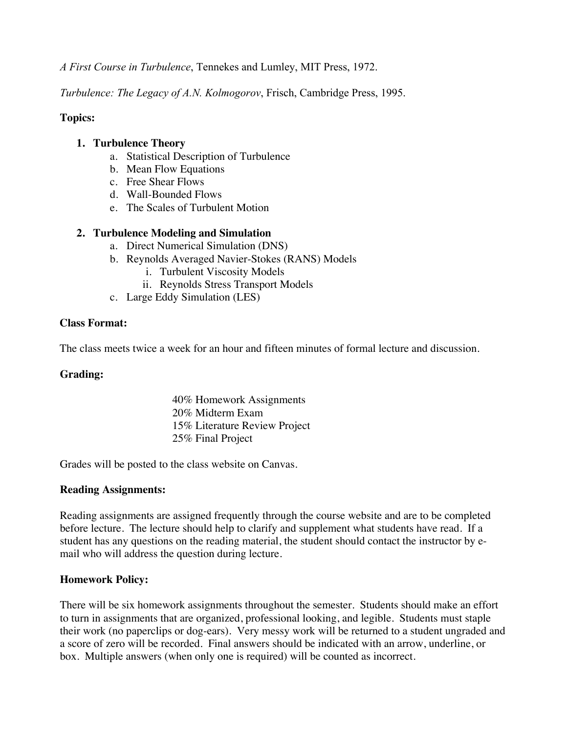*A First Course in Turbulence*, Tennekes and Lumley, MIT Press, 1972.

*Turbulence: The Legacy of A.N. Kolmogorov*, Frisch, Cambridge Press, 1995.

**Topics:**

1. **Turbulence Theory**
    a. Statistical Description of Turbulence
    b. Mean Flow Equations
    c. Free Shear Flows
    d. Wall-Bounded Flows
    e. The Scales of Turbulent Motion

2. **Turbulence Modeling and Simulation**
    a. Direct Numerical Simulation (DNS)
    b. Reynolds Averaged Navier-Stokes (RANS) Models
        i. Turbulent Viscosity Models
        ii. Reynolds Stress Transport Models
    c. Large Eddy Simulation (LES)

**Class Format:**

The class meets twice a week for an hour and fifteen minutes of formal lecture and discussion.

**Grading:**

40% Homework Assignments
20% Midterm Exam
15% Literature Review Project
25% Final Project

Grades will be posted to the class website on Canvas.

**Reading Assignments:**

Reading assignments are assigned frequently through the course website and are to be completed before lecture. The lecture should help to clarify and supplement what students have read. If a student has any questions on the reading material, the student should contact the instructor by e-mail who will address the question during lecture.

**Homework Policy:**

There will be six homework assignments throughout the semester. Students should make an effort to turn in assignments that are organized, professional looking, and legible. Students must staple their work (no paperclips or dog-ears). Very messy work will be returned to a student ungraded and a score of zero will be recorded. Final answers should be indicated with an arrow, underline, or box. Multiple answers (when only one is required) will be counted as incorrect.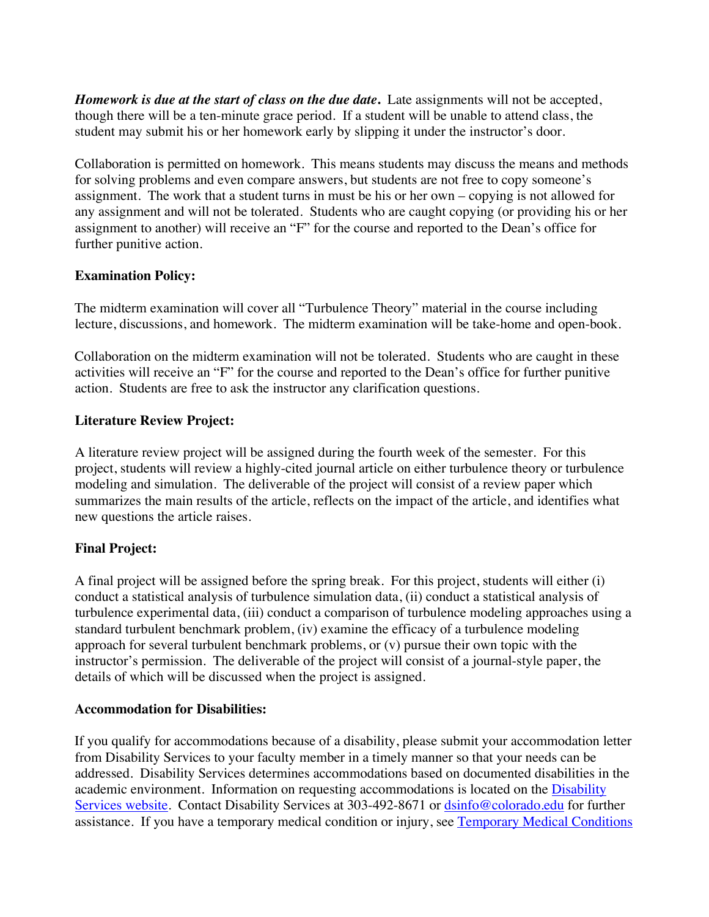***Homework is due at the start of class on the due date.*** Late assignments will not be accepted, though there will be a ten-minute grace period. If a student will be unable to attend class, the student may submit his or her homework early by slipping it under the instructor's door.

Collaboration is permitted on homework. This means students may discuss the means and methods for solving problems and even compare answers, but students are not free to copy someone's assignment. The work that a student turns in must be his or her own – copying is not allowed for any assignment and will not be tolerated. Students who are caught copying (or providing his or her assignment to another) will receive an "F" for the course and reported to the Dean's office for further punitive action.

**Examination Policy:**

The midterm examination will cover all "Turbulence Theory" material in the course including lecture, discussions, and homework. The midterm examination will be take-home and open-book.

Collaboration on the midterm examination will not be tolerated. Students who are caught in these activities will receive an "F" for the course and reported to the Dean's office for further punitive action. Students are free to ask the instructor any clarification questions.

**Literature Review Project:**

A literature review project will be assigned during the fourth week of the semester. For this project, students will review a highly-cited journal article on either turbulence theory or turbulence modeling and simulation. The deliverable of the project will consist of a review paper which summarizes the main results of the article, reflects on the impact of the article, and identifies what new questions the article raises.

**Final Project:**

A final project will be assigned before the spring break. For this project, students will either (i) conduct a statistical analysis of turbulence simulation data, (ii) conduct a statistical analysis of turbulence experimental data, (iii) conduct a comparison of turbulence modeling approaches using a standard turbulent benchmark problem, (iv) examine the efficacy of a turbulence modeling approach for several turbulent benchmark problems, or (v) pursue their own topic with the instructor's permission. The deliverable of the project will consist of a journal-style paper, the details of which will be discussed when the project is assigned.

**Accommodation for Disabilities:**

If you qualify for accommodations because of a disability, please submit your accommodation letter from Disability Services to your faculty member in a timely manner so that your needs can be addressed. Disability Services determines accommodations based on documented disabilities in the academic environment. Information on requesting accommodations is located on the Disability Services website. Contact Disability Services at 303-492-8671 or dsinfo@colorado.edu for further assistance. If you have a temporary medical condition or injury, see Temporary Medical Conditions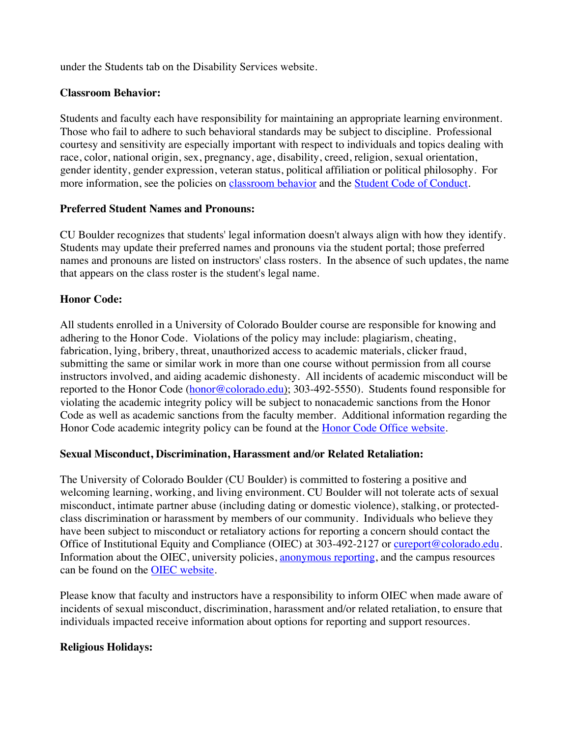under the Students tab on the Disability Services website.

**Classroom Behavior:**

Students and faculty each have responsibility for maintaining an appropriate learning environment. Those who fail to adhere to such behavioral standards may be subject to discipline. Professional courtesy and sensitivity are especially important with respect to individuals and topics dealing with race, color, national origin, sex, pregnancy, age, disability, creed, religion, sexual orientation, gender identity, gender expression, veteran status, political affiliation or political philosophy. For more information, see the policies on classroom behavior and the Student Code of Conduct.

**Preferred Student Names and Pronouns:**

CU Boulder recognizes that students' legal information doesn't always align with how they identify. Students may update their preferred names and pronouns via the student portal; those preferred names and pronouns are listed on instructors' class rosters. In the absence of such updates, the name that appears on the class roster is the student's legal name.

**Honor Code:**

All students enrolled in a University of Colorado Boulder course are responsible for knowing and adhering to the Honor Code. Violations of the policy may include: plagiarism, cheating, fabrication, lying, bribery, threat, unauthorized access to academic materials, clicker fraud, submitting the same or similar work in more than one course without permission from all course instructors involved, and aiding academic dishonesty. All incidents of academic misconduct will be reported to the Honor Code (honor@colorado.edu); 303-492-5550). Students found responsible for violating the academic integrity policy will be subject to nonacademic sanctions from the Honor Code as well as academic sanctions from the faculty member. Additional information regarding the Honor Code academic integrity policy can be found at the Honor Code Office website.

**Sexual Misconduct, Discrimination, Harassment and/or Related Retaliation:**

The University of Colorado Boulder (CU Boulder) is committed to fostering a positive and welcoming learning, working, and living environment. CU Boulder will not tolerate acts of sexual misconduct, intimate partner abuse (including dating or domestic violence), stalking, or protected-class discrimination or harassment by members of our community. Individuals who believe they have been subject to misconduct or retaliatory actions for reporting a concern should contact the Office of Institutional Equity and Compliance (OIEC) at 303-492-2127 or cureport@colorado.edu. Information about the OIEC, university policies, anonymous reporting, and the campus resources can be found on the OIEC website.

Please know that faculty and instructors have a responsibility to inform OIEC when made aware of incidents of sexual misconduct, discrimination, harassment and/or related retaliation, to ensure that individuals impacted receive information about options for reporting and support resources.

**Religious Holidays:**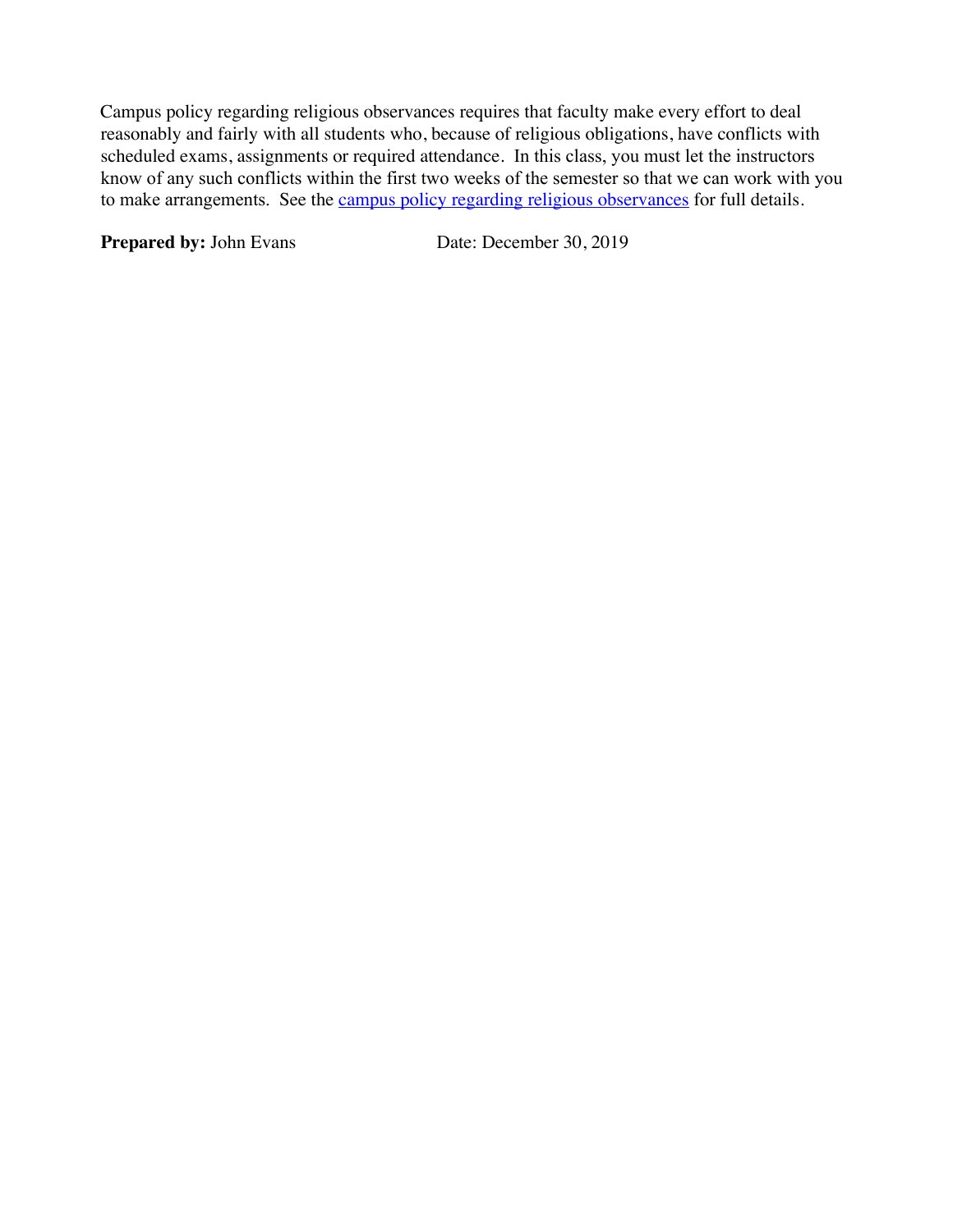Campus policy regarding religious observances requires that faculty make every effort to deal reasonably and fairly with all students who, because of religious obligations, have conflicts with scheduled exams, assignments or required attendance. In this class, you must let the instructors know of any such conflicts within the first two weeks of the semester so that we can work with you to make arrangements. See the campus policy regarding religious observances for full details.

**Prepared by:** John Evans Date: December 30, 2019